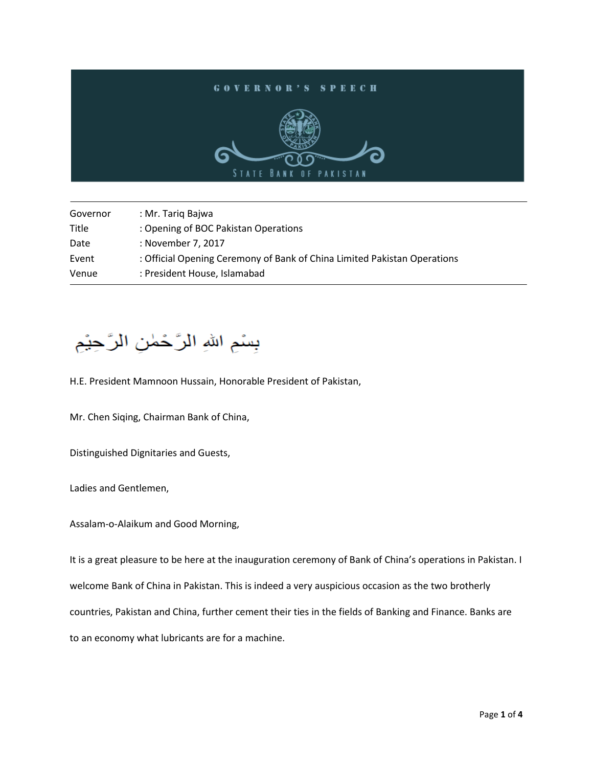# GOVERNOR'S SPEECH

STATE BANK OF PAKISTAN

| | |
|---|---|
| Governor | : Mr. Tariq Bajwa |
| Title | : Opening of BOC Pakistan Operations |
| Date | : November 7, 2017 |
| Event | : Official Opening Ceremony of Bank of China Limited Pakistan Operations |
| Venue | : President House, Islamabad |

بِسْمِ اللهِ الرَّحْمٰنِ الرَّحِيْم

H.E. President Mamnoon Hussain, Honorable President of Pakistan,

Mr. Chen Siqing, Chairman Bank of China,

Distinguished Dignitaries and Guests,

Ladies and Gentlemen,

Assalam-o-Alaikum and Good Morning,

It is a great pleasure to be here at the inauguration ceremony of Bank of China's operations in Pakistan. I welcome Bank of China in Pakistan. This is indeed a very auspicious occasion as the two brotherly countries, Pakistan and China, further cement their ties in the fields of Banking and Finance. Banks are to an economy what lubricants are for a machine.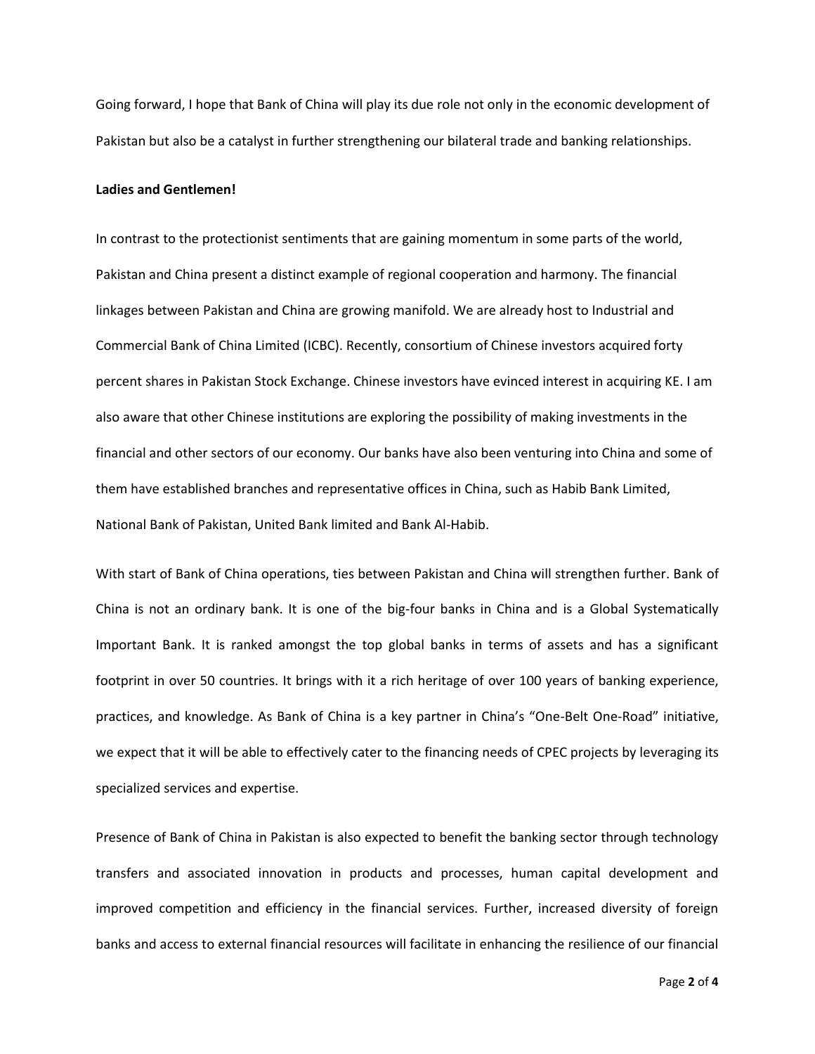Going forward, I hope that Bank of China will play its due role not only in the economic development of Pakistan but also be a catalyst in further strengthening our bilateral trade and banking relationships.

**Ladies and Gentlemen!**

In contrast to the protectionist sentiments that are gaining momentum in some parts of the world, Pakistan and China present a distinct example of regional cooperation and harmony. The financial linkages between Pakistan and China are growing manifold. We are already host to Industrial and Commercial Bank of China Limited (ICBC). Recently, consortium of Chinese investors acquired forty percent shares in Pakistan Stock Exchange. Chinese investors have evinced interest in acquiring KE. I am also aware that other Chinese institutions are exploring the possibility of making investments in the financial and other sectors of our economy. Our banks have also been venturing into China and some of them have established branches and representative offices in China, such as Habib Bank Limited, National Bank of Pakistan, United Bank limited and Bank Al-Habib.

With start of Bank of China operations, ties between Pakistan and China will strengthen further. Bank of China is not an ordinary bank. It is one of the big-four banks in China and is a Global Systematically Important Bank. It is ranked amongst the top global banks in terms of assets and has a significant footprint in over 50 countries. It brings with it a rich heritage of over 100 years of banking experience, practices, and knowledge. As Bank of China is a key partner in China's "One-Belt One-Road" initiative, we expect that it will be able to effectively cater to the financing needs of CPEC projects by leveraging its specialized services and expertise.

Presence of Bank of China in Pakistan is also expected to benefit the banking sector through technology transfers and associated innovation in products and processes, human capital development and improved competition and efficiency in the financial services. Further, increased diversity of foreign banks and access to external financial resources will facilitate in enhancing the resilience of our financial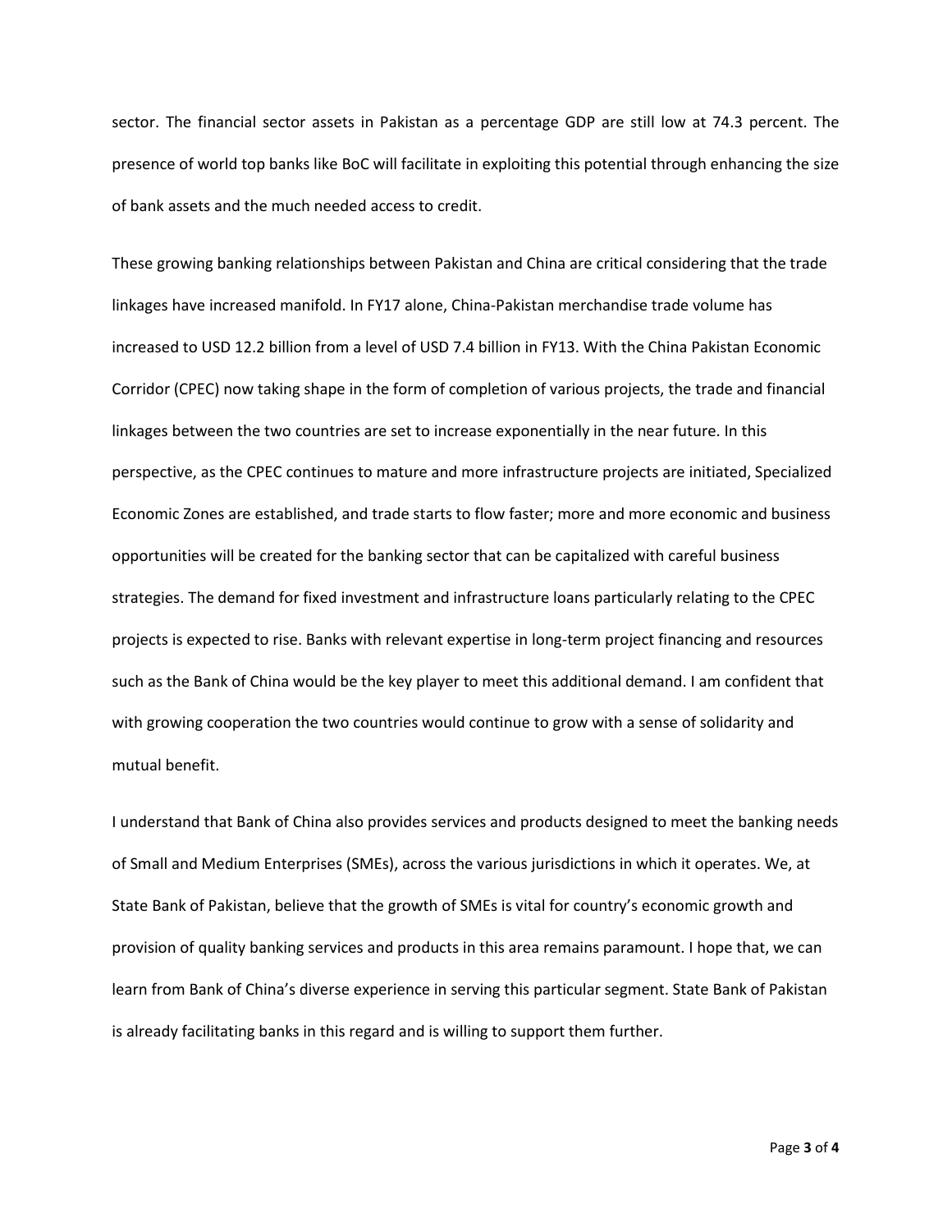sector. The financial sector assets in Pakistan as a percentage GDP are still low at 74.3 percent. The presence of world top banks like BoC will facilitate in exploiting this potential through enhancing the size of bank assets and the much needed access to credit.

These growing banking relationships between Pakistan and China are critical considering that the trade linkages have increased manifold. In FY17 alone, China-Pakistan merchandise trade volume has increased to USD 12.2 billion from a level of USD 7.4 billion in FY13. With the China Pakistan Economic Corridor (CPEC) now taking shape in the form of completion of various projects, the trade and financial linkages between the two countries are set to increase exponentially in the near future. In this perspective, as the CPEC continues to mature and more infrastructure projects are initiated, Specialized Economic Zones are established, and trade starts to flow faster; more and more economic and business opportunities will be created for the banking sector that can be capitalized with careful business strategies. The demand for fixed investment and infrastructure loans particularly relating to the CPEC projects is expected to rise. Banks with relevant expertise in long-term project financing and resources such as the Bank of China would be the key player to meet this additional demand. I am confident that with growing cooperation the two countries would continue to grow with a sense of solidarity and mutual benefit.

I understand that Bank of China also provides services and products designed to meet the banking needs of Small and Medium Enterprises (SMEs), across the various jurisdictions in which it operates. We, at State Bank of Pakistan, believe that the growth of SMEs is vital for country's economic growth and provision of quality banking services and products in this area remains paramount. I hope that, we can learn from Bank of China's diverse experience in serving this particular segment. State Bank of Pakistan is already facilitating banks in this regard and is willing to support them further.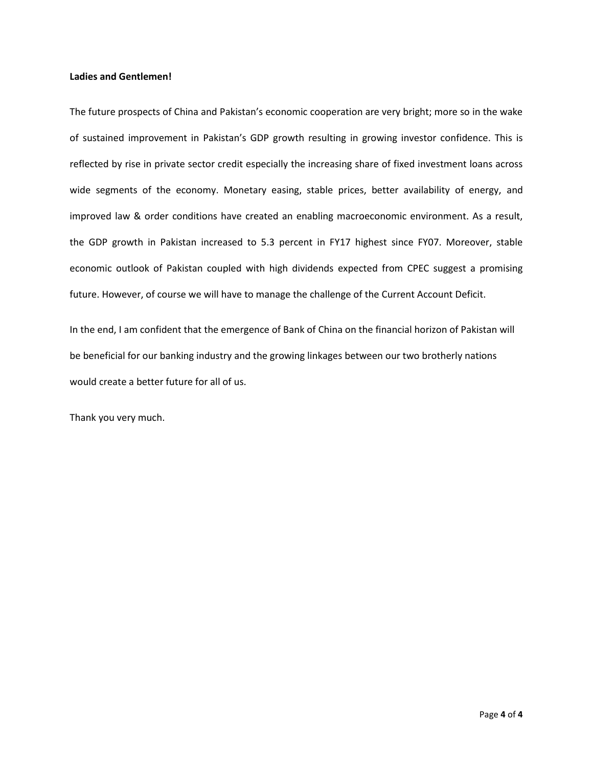**Ladies and Gentlemen!**

The future prospects of China and Pakistan's economic cooperation are very bright; more so in the wake of sustained improvement in Pakistan's GDP growth resulting in growing investor confidence. This is reflected by rise in private sector credit especially the increasing share of fixed investment loans across wide segments of the economy. Monetary easing, stable prices, better availability of energy, and improved law & order conditions have created an enabling macroeconomic environment. As a result, the GDP growth in Pakistan increased to 5.3 percent in FY17 highest since FY07. Moreover, stable economic outlook of Pakistan coupled with high dividends expected from CPEC suggest a promising future. However, of course we will have to manage the challenge of the Current Account Deficit.

In the end, I am confident that the emergence of Bank of China on the financial horizon of Pakistan will be beneficial for our banking industry and the growing linkages between our two brotherly nations would create a better future for all of us.

Thank you very much.